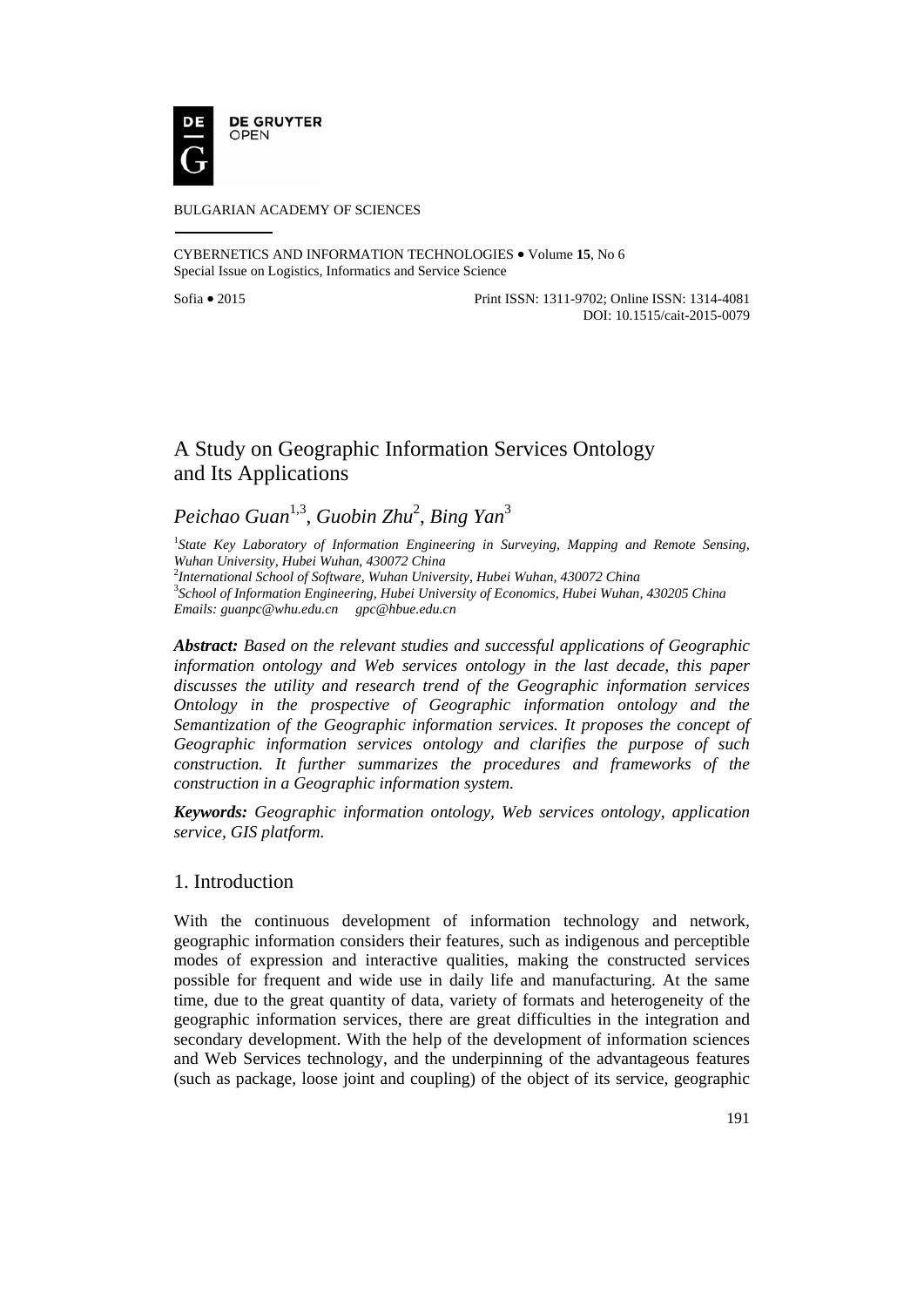BULGARIAN ACADEMY OF SCIENCES

CYBERNETICS AND INFORMATION TECHNOLOGIES • Volume **15**, No 6
Special Issue on Logistics, Informatics and Service Science

Sofia • 2015 Print ISSN: 1311-9702; Online ISSN: 1314-4081
DOI: 10.1515/cait-2015-0079

# A Study on Geographic Information Services Ontology and Its Applications

*Peichao Guan*[1,3], *Guobin Zhu*[2], *Bing Yan*[3]

[1]*State Key Laboratory of Information Engineering in Surveying, Mapping and Remote Sensing, Wuhan University, Hubei Wuhan, 430072 China*
[2]*International School of Software, Wuhan University, Hubei Wuhan, 430072 China*
[3]*School of Information Engineering, Hubei University of Economics, Hubei Wuhan, 430205 China*
*Emails: guanpc@whu.edu.cn gpc@hbue.edu.cn*

***Abstract:*** *Based on the relevant studies and successful applications of Geographic information ontology and Web services ontology in the last decade, this paper discusses the utility and research trend of the Geographic information services Ontology in the prospective of Geographic information ontology and the Semantization of the Geographic information services. It proposes the concept of Geographic information services ontology and clarifies the purpose of such construction. It further summarizes the procedures and frameworks of the construction in a Geographic information system.*

***Keywords:*** *Geographic information ontology, Web services ontology, application service, GIS platform.*

## 1. Introduction

With the continuous development of information technology and network, geographic information considers their features, such as indigenous and perceptible modes of expression and interactive qualities, making the constructed services possible for frequent and wide use in daily life and manufacturing. At the same time, due to the great quantity of data, variety of formats and heterogeneity of the geographic information services, there are great difficulties in the integration and secondary development. With the help of the development of information sciences and Web Services technology, and the underpinning of the advantageous features (such as package, loose joint and coupling) of the object of its service, geographic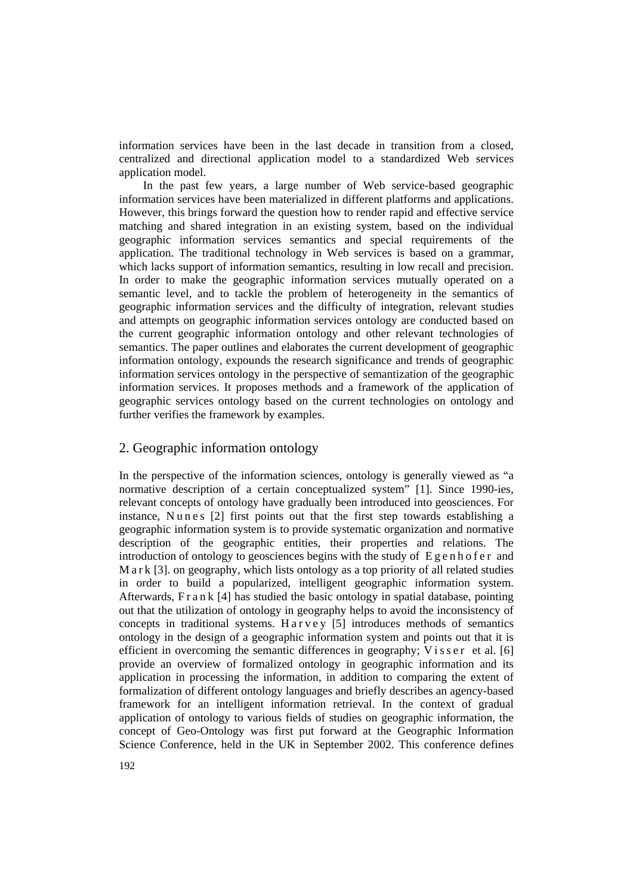information services have been in the last decade in transition from a closed, centralized and directional application model to a standardized Web services application model.

In the past few years, a large number of Web service-based geographic information services have been materialized in different platforms and applications. However, this brings forward the question how to render rapid and effective service matching and shared integration in an existing system, based on the individual geographic information services semantics and special requirements of the application. The traditional technology in Web services is based on a grammar, which lacks support of information semantics, resulting in low recall and precision. In order to make the geographic information services mutually operated on a semantic level, and to tackle the problem of heterogeneity in the semantics of geographic information services and the difficulty of integration, relevant studies and attempts on geographic information services ontology are conducted based on the current geographic information ontology and other relevant technologies of semantics. The paper outlines and elaborates the current development of geographic information ontology, expounds the research significance and trends of geographic information services ontology in the perspective of semantization of the geographic information services. It proposes methods and a framework of the application of geographic services ontology based on the current technologies on ontology and further verifies the framework by examples.

## 2. Geographic information ontology

In the perspective of the information sciences, ontology is generally viewed as "a normative description of a certain conceptualized system" [1]. Since 1990-ies, relevant concepts of ontology have gradually been introduced into geosciences. For instance, Nunes [2] first points out that the first step towards establishing a geographic information system is to provide systematic organization and normative description of the geographic entities, their properties and relations. The introduction of ontology to geosciences begins with the study of Egenhofer and Mark [3]. on geography, which lists ontology as a top priority of all related studies in order to build a popularized, intelligent geographic information system. Afterwards, Frank [4] has studied the basic ontology in spatial database, pointing out that the utilization of ontology in geography helps to avoid the inconsistency of concepts in traditional systems. Harvey [5] introduces methods of semantics ontology in the design of a geographic information system and points out that it is efficient in overcoming the semantic differences in geography; Visser et al. [6] provide an overview of formalized ontology in geographic information and its application in processing the information, in addition to comparing the extent of formalization of different ontology languages and briefly describes an agency-based framework for an intelligent information retrieval. In the context of gradual application of ontology to various fields of studies on geographic information, the concept of Geo-Ontology was first put forward at the Geographic Information Science Conference, held in the UK in September 2002. This conference defines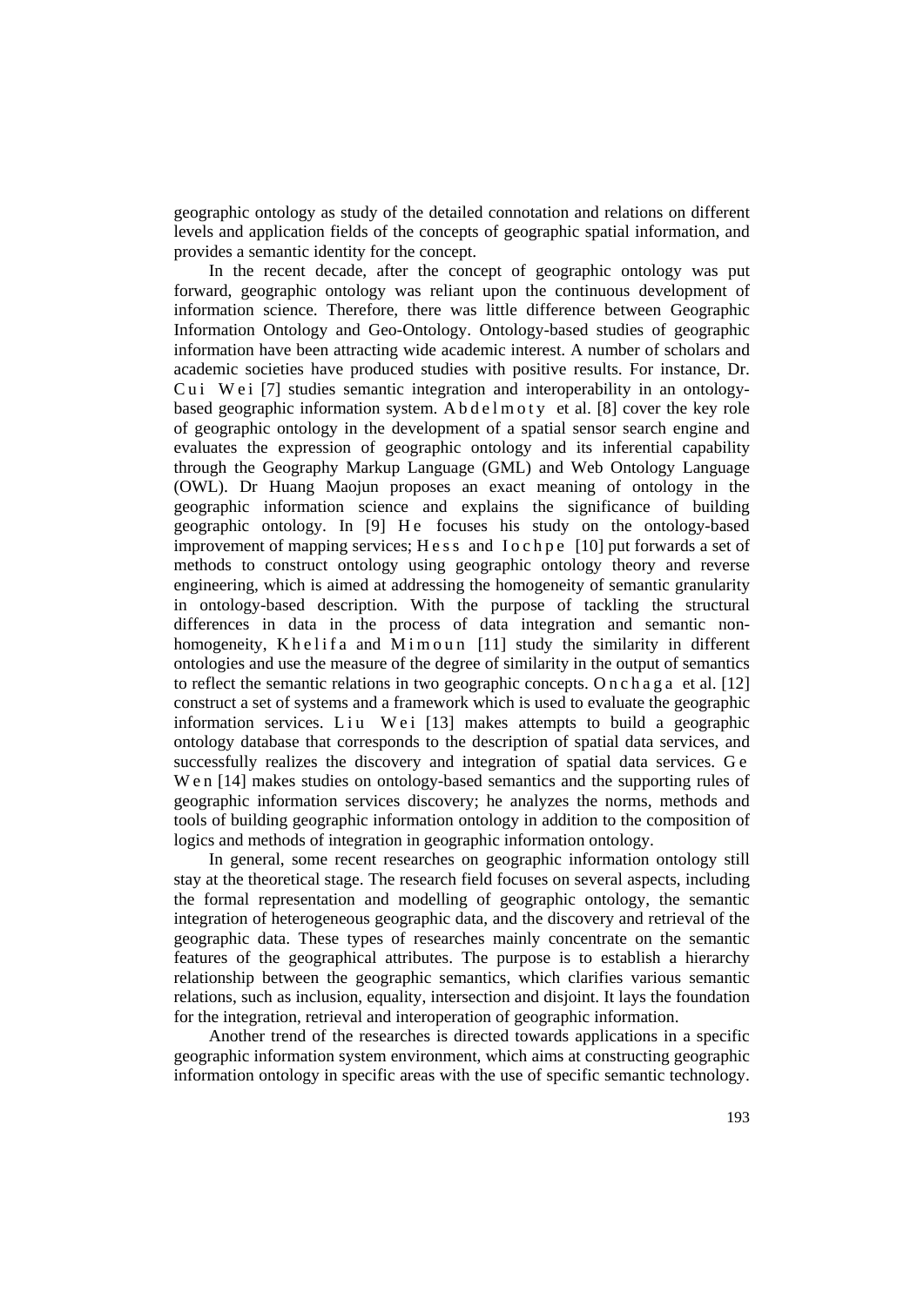geographic ontology as study of the detailed connotation and relations on different levels and application fields of the concepts of geographic spatial information, and provides a semantic identity for the concept.

In the recent decade, after the concept of geographic ontology was put forward, geographic ontology was reliant upon the continuous development of information science. Therefore, there was little difference between Geographic Information Ontology and Geo-Ontology. Ontology-based studies of geographic information have been attracting wide academic interest. A number of scholars and academic societies have produced studies with positive results. For instance, Dr. Cui Wei [7] studies semantic integration and interoperability in an ontology-based geographic information system. Abdelmoty et al. [8] cover the key role of geographic ontology in the development of a spatial sensor search engine and evaluates the expression of geographic ontology and its inferential capability through the Geography Markup Language (GML) and Web Ontology Language (OWL). Dr Huang Maojun proposes an exact meaning of ontology in the geographic information science and explains the significance of building geographic ontology. In [9] He focuses his study on the ontology-based improvement of mapping services; Hess and Iochpe [10] put forwards a set of methods to construct ontology using geographic ontology theory and reverse engineering, which is aimed at addressing the homogeneity of semantic granularity in ontology-based description. With the purpose of tackling the structural differences in data in the process of data integration and semantic non-homogeneity, Khelifa and Mimoun [11] study the similarity in different ontologies and use the measure of the degree of similarity in the output of semantics to reflect the semantic relations in two geographic concepts. Onchaga et al. [12] construct a set of systems and a framework which is used to evaluate the geographic information services. Liu Wei [13] makes attempts to build a geographic ontology database that corresponds to the description of spatial data services, and successfully realizes the discovery and integration of spatial data services. Ge Wen [14] makes studies on ontology-based semantics and the supporting rules of geographic information services discovery; he analyzes the norms, methods and tools of building geographic information ontology in addition to the composition of logics and methods of integration in geographic information ontology.

In general, some recent researches on geographic information ontology still stay at the theoretical stage. The research field focuses on several aspects, including the formal representation and modelling of geographic ontology, the semantic integration of heterogeneous geographic data, and the discovery and retrieval of the geographic data. These types of researches mainly concentrate on the semantic features of the geographical attributes. The purpose is to establish a hierarchy relationship between the geographic semantics, which clarifies various semantic relations, such as inclusion, equality, intersection and disjoint. It lays the foundation for the integration, retrieval and interoperation of geographic information.

Another trend of the researches is directed towards applications in a specific geographic information system environment, which aims at constructing geographic information ontology in specific areas with the use of specific semantic technology.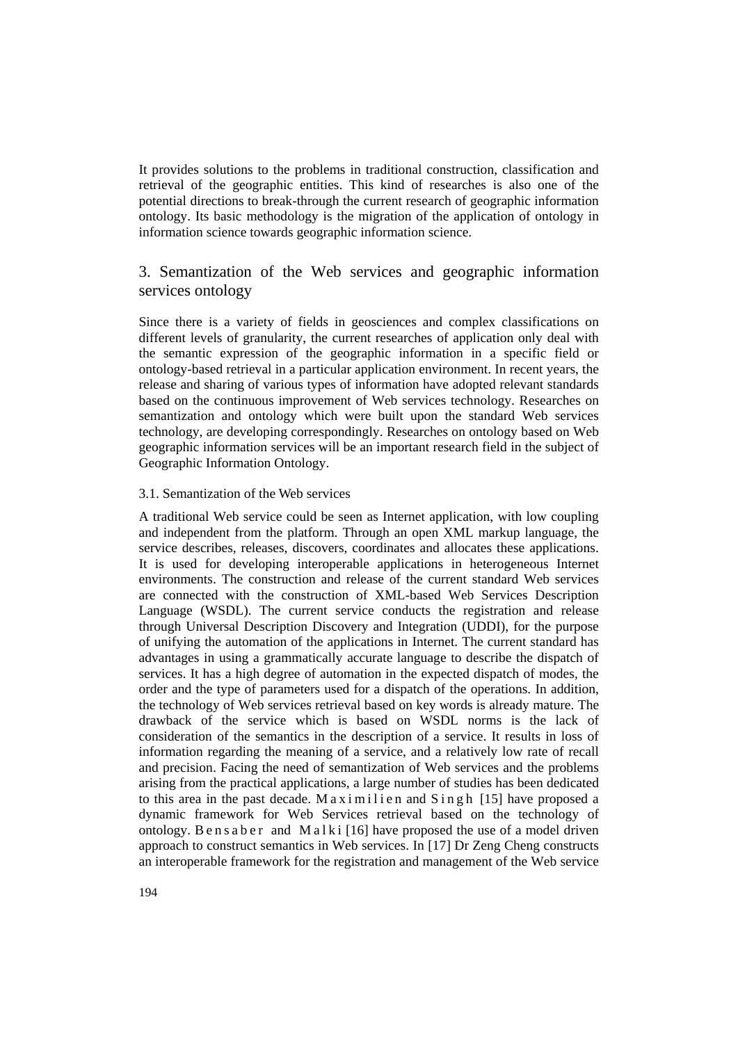It provides solutions to the problems in traditional construction, classification and retrieval of the geographic entities. This kind of researches is also one of the potential directions to break-through the current research of geographic information ontology. Its basic methodology is the migration of the application of ontology in information science towards geographic information science.

## 3. Semantization of the Web services and geographic information services ontology

Since there is a variety of fields in geosciences and complex classifications on different levels of granularity, the current researches of application only deal with the semantic expression of the geographic information in a specific field or ontology-based retrieval in a particular application environment. In recent years, the release and sharing of various types of information have adopted relevant standards based on the continuous improvement of Web services technology. Researches on semantization and ontology which were built upon the standard Web services technology, are developing correspondingly. Researches on ontology based on Web geographic information services will be an important research field in the subject of Geographic Information Ontology.

### 3.1. Semantization of the Web services

A traditional Web service could be seen as Internet application, with low coupling and independent from the platform. Through an open XML markup language, the service describes, releases, discovers, coordinates and allocates these applications. It is used for developing interoperable applications in heterogeneous Internet environments. The construction and release of the current standard Web services are connected with the construction of XML-based Web Services Description Language (WSDL). The current service conducts the registration and release through Universal Description Discovery and Integration (UDDI), for the purpose of unifying the automation of the applications in Internet. The current standard has advantages in using a grammatically accurate language to describe the dispatch of services. It has a high degree of automation in the expected dispatch of modes, the order and the type of parameters used for a dispatch of the operations. In addition, the technology of Web services retrieval based on key words is already mature. The drawback of the service which is based on WSDL norms is the lack of consideration of the semantics in the description of a service. It results in loss of information regarding the meaning of a service, and a relatively low rate of recall and precision. Facing the need of semantization of Web services and the problems arising from the practical applications, a large number of studies has been dedicated to this area in the past decade. Maximilien and Singh [15] have proposed a dynamic framework for Web Services retrieval based on the technology of ontology. Bensaber and Malki [16] have proposed the use of a model driven approach to construct semantics in Web services. In [17] Dr Zeng Cheng constructs an interoperable framework for the registration and management of the Web service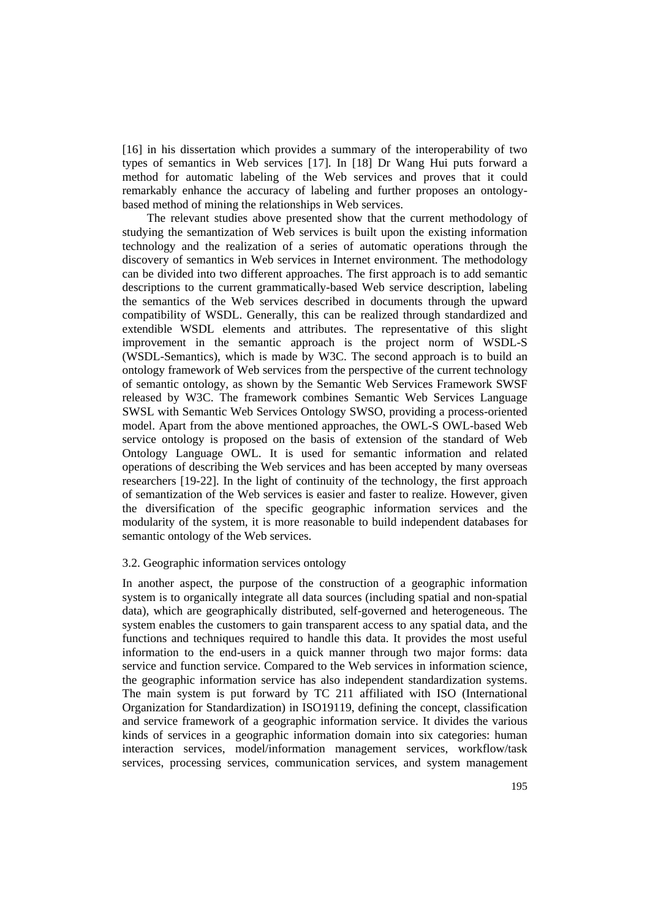[16] in his dissertation which provides a summary of the interoperability of two types of semantics in Web services [17]. In [18] Dr Wang Hui puts forward a method for automatic labeling of the Web services and proves that it could remarkably enhance the accuracy of labeling and further proposes an ontology-based method of mining the relationships in Web services.

The relevant studies above presented show that the current methodology of studying the semantization of Web services is built upon the existing information technology and the realization of a series of automatic operations through the discovery of semantics in Web services in Internet environment. The methodology can be divided into two different approaches. The first approach is to add semantic descriptions to the current grammatically-based Web service description, labeling the semantics of the Web services described in documents through the upward compatibility of WSDL. Generally, this can be realized through standardized and extendible WSDL elements and attributes. The representative of this slight improvement in the semantic approach is the project norm of WSDL-S (WSDL-Semantics), which is made by W3C. The second approach is to build an ontology framework of Web services from the perspective of the current technology of semantic ontology, as shown by the Semantic Web Services Framework SWSF released by W3C. The framework combines Semantic Web Services Language SWSL with Semantic Web Services Ontology SWSO, providing a process-oriented model. Apart from the above mentioned approaches, the OWL-S OWL-based Web service ontology is proposed on the basis of extension of the standard of Web Ontology Language OWL. It is used for semantic information and related operations of describing the Web services and has been accepted by many overseas researchers [19-22]. In the light of continuity of the technology, the first approach of semantization of the Web services is easier and faster to realize. However, given the diversification of the specific geographic information services and the modularity of the system, it is more reasonable to build independent databases for semantic ontology of the Web services.

### 3.2. Geographic information services ontology

In another aspect, the purpose of the construction of a geographic information system is to organically integrate all data sources (including spatial and non-spatial data), which are geographically distributed, self-governed and heterogeneous. The system enables the customers to gain transparent access to any spatial data, and the functions and techniques required to handle this data. It provides the most useful information to the end-users in a quick manner through two major forms: data service and function service. Compared to the Web services in information science, the geographic information service has also independent standardization systems. The main system is put forward by TC 211 affiliated with ISO (International Organization for Standardization) in ISO19119, defining the concept, classification and service framework of a geographic information service. It divides the various kinds of services in a geographic information domain into six categories: human interaction services, model/information management services, workflow/task services, processing services, communication services, and system management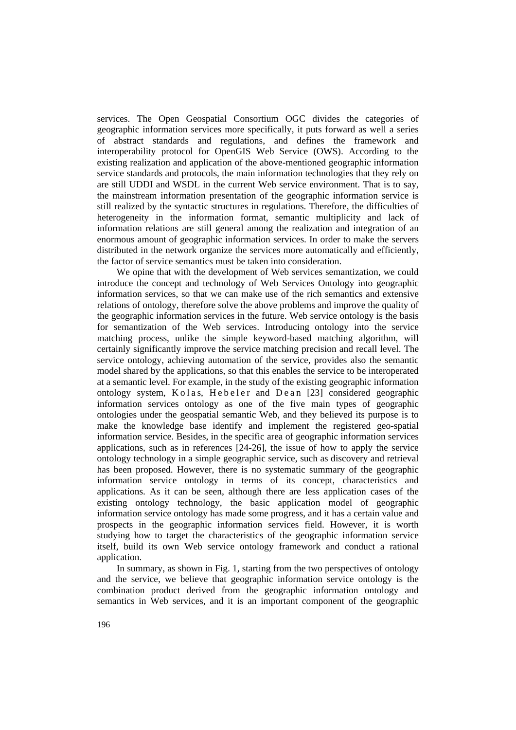services. The Open Geospatial Consortium OGC divides the categories of geographic information services more specifically, it puts forward as well a series of abstract standards and regulations, and defines the framework and interoperability protocol for OpenGIS Web Service (OWS). According to the existing realization and application of the above-mentioned geographic information service standards and protocols, the main information technologies that they rely on are still UDDI and WSDL in the current Web service environment. That is to say, the mainstream information presentation of the geographic information service is still realized by the syntactic structures in regulations. Therefore, the difficulties of heterogeneity in the information format, semantic multiplicity and lack of information relations are still general among the realization and integration of an enormous amount of geographic information services. In order to make the servers distributed in the network organize the services more automatically and efficiently, the factor of service semantics must be taken into consideration.

We opine that with the development of Web services semantization, we could introduce the concept and technology of Web Services Ontology into geographic information services, so that we can make use of the rich semantics and extensive relations of ontology, therefore solve the above problems and improve the quality of the geographic information services in the future. Web service ontology is the basis for semantization of the Web services. Introducing ontology into the service matching process, unlike the simple keyword-based matching algorithm, will certainly significantly improve the service matching precision and recall level. The service ontology, achieving automation of the service, provides also the semantic model shared by the applications, so that this enables the service to be interoperated at a semantic level. For example, in the study of the existing geographic information ontology system, Kolas, Hebeler and Dean [23] considered geographic information services ontology as one of the five main types of geographic ontologies under the geospatial semantic Web, and they believed its purpose is to make the knowledge base identify and implement the registered geo-spatial information service. Besides, in the specific area of geographic information services applications, such as in references [24-26], the issue of how to apply the service ontology technology in a simple geographic service, such as discovery and retrieval has been proposed. However, there is no systematic summary of the geographic information service ontology in terms of its concept, characteristics and applications. As it can be seen, although there are less application cases of the existing ontology technology, the basic application model of geographic information service ontology has made some progress, and it has a certain value and prospects in the geographic information services field. However, it is worth studying how to target the characteristics of the geographic information service itself, build its own Web service ontology framework and conduct a rational application.

In summary, as shown in Fig. 1, starting from the two perspectives of ontology and the service, we believe that geographic information service ontology is the combination product derived from the geographic information ontology and semantics in Web services, and it is an important component of the geographic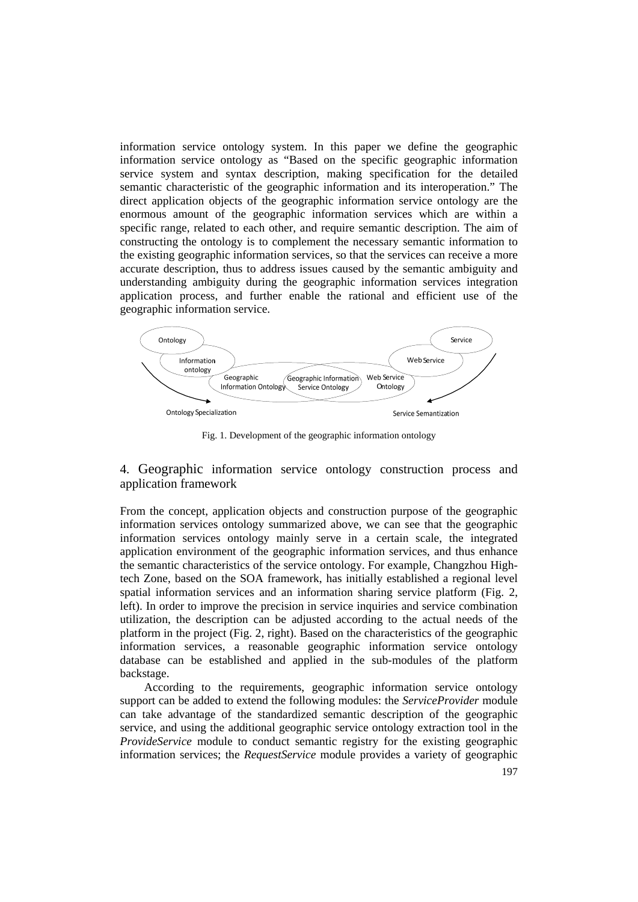information service ontology system. In this paper we define the geographic information service ontology as "Based on the specific geographic information service system and syntax description, making specification for the detailed semantic characteristic of the geographic information and its interoperation." The direct application objects of the geographic information service ontology are the enormous amount of the geographic information services which are within a specific range, related to each other, and require semantic description. The aim of constructing the ontology is to complement the necessary semantic information to the existing geographic information services, so that the services can receive a more accurate description, thus to address issues caused by the semantic ambiguity and understanding ambiguity during the geographic information services integration application process, and further enable the rational and efficient use of the geographic information service.

Ontology | Service | Information ontology | Web Service | Geographic Information Ontology | Geographic Information Service Ontology | Web Service Ontology | Ontology Specialization | Service Semantization

Fig. 1. Development of the geographic information ontology

## 4. Geographic information service ontology construction process and application framework

From the concept, application objects and construction purpose of the geographic information services ontology summarized above, we can see that the geographic information services ontology mainly serve in a certain scale, the integrated application environment of the geographic information services, and thus enhance the semantic characteristics of the service ontology. For example, Changzhou High-tech Zone, based on the SOA framework, has initially established a regional level spatial information services and an information sharing service platform (Fig. 2, left). In order to improve the precision in service inquiries and service combination utilization, the description can be adjusted according to the actual needs of the platform in the project (Fig. 2, right). Based on the characteristics of the geographic information services, a reasonable geographic information service ontology database can be established and applied in the sub-modules of the platform backstage.

According to the requirements, geographic information service ontology support can be added to extend the following modules: the *ServiceProvider* module can take advantage of the standardized semantic description of the geographic service, and using the additional geographic service ontology extraction tool in the *ProvideService* module to conduct semantic registry for the existing geographic information services; the *RequestService* module provides a variety of geographic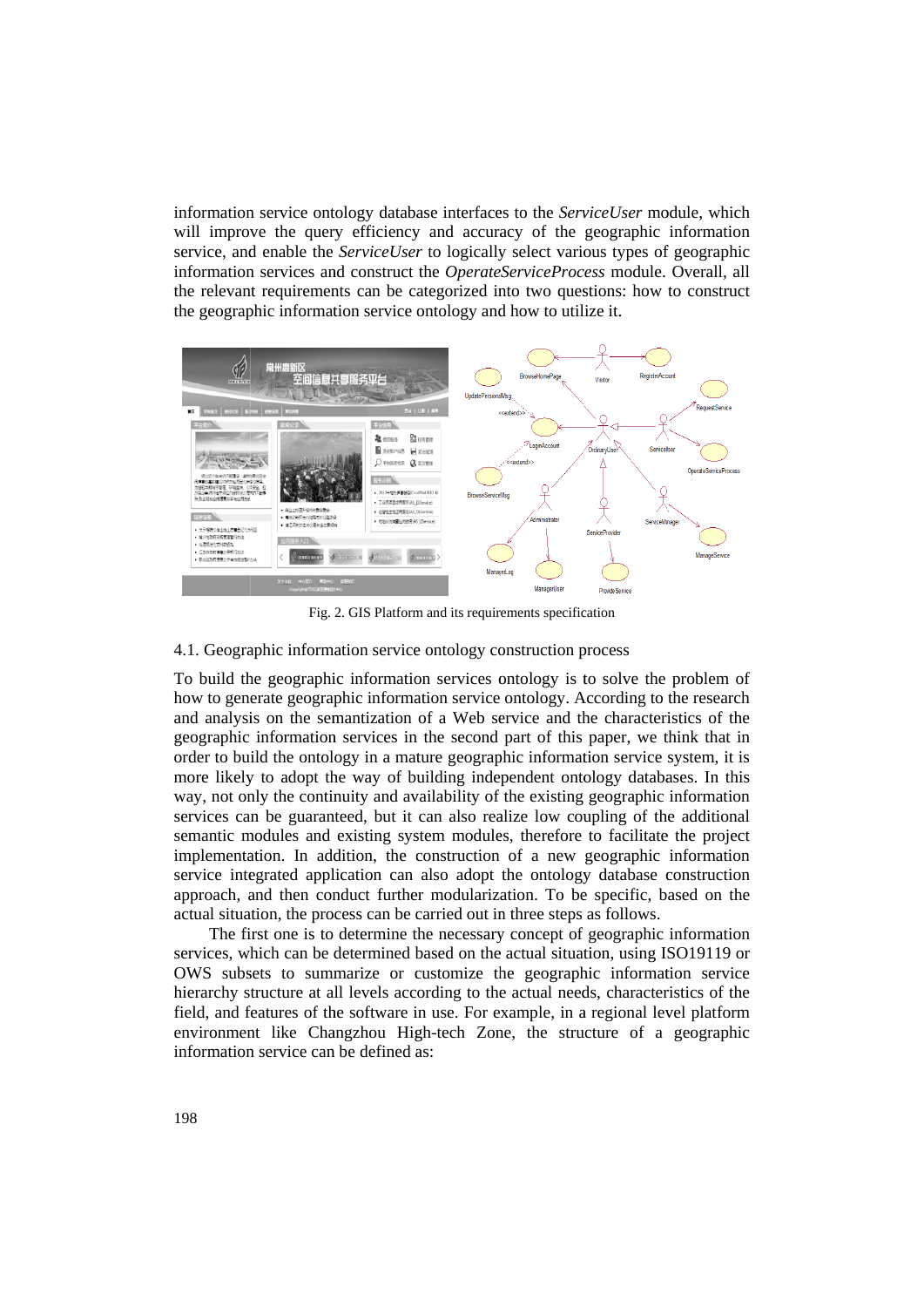information service ontology database interfaces to the *ServiceUser* module, which will improve the query efficiency and accuracy of the geographic information service, and enable the *ServiceUser* to logically select various types of geographic information services and construct the *OperateServiceProcess* module. Overall, all the relevant requirements can be categorized into two questions: how to construct the geographic information service ontology and how to utilize it.

Fig. 2. GIS Platform and its requirements specification

### 4.1. Geographic information service ontology construction process

To build the geographic information services ontology is to solve the problem of how to generate geographic information service ontology. According to the research and analysis on the semantization of a Web service and the characteristics of the geographic information services in the second part of this paper, we think that in order to build the ontology in a mature geographic information service system, it is more likely to adopt the way of building independent ontology databases. In this way, not only the continuity and availability of the existing geographic information services can be guaranteed, but it can also realize low coupling of the additional semantic modules and existing system modules, therefore to facilitate the project implementation. In addition, the construction of a new geographic information service integrated application can also adopt the ontology database construction approach, and then conduct further modularization. To be specific, based on the actual situation, the process can be carried out in three steps as follows.

The first one is to determine the necessary concept of geographic information services, which can be determined based on the actual situation, using ISO19119 or OWS subsets to summarize or customize the geographic information service hierarchy structure at all levels according to the actual needs, characteristics of the field, and features of the software in use. For example, in a regional level platform environment like Changzhou High-tech Zone, the structure of a geographic information service can be defined as: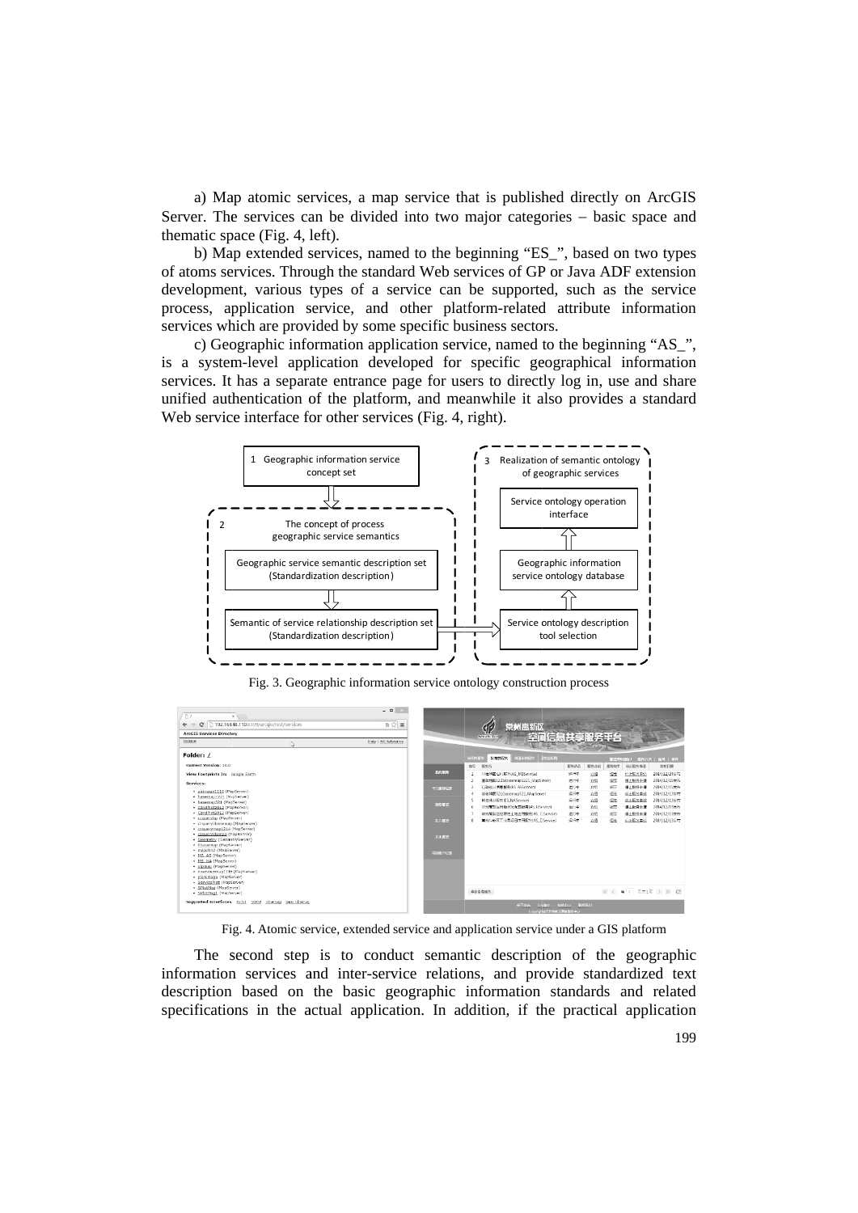a) Map atomic services, a map service that is published directly on ArcGIS Server. The services can be divided into two major categories – basic space and thematic space (Fig. 4, left).

b) Map extended services, named to the beginning "ES_", based on two types of atoms services. Through the standard Web services of GP or Java ADF extension development, various types of a service can be supported, such as the service process, application service, and other platform-related attribute information services which are provided by some specific business sectors.

c) Geographic information application service, named to the beginning "AS_", is a system-level application developed for specific geographical information services. It has a separate entrance page for users to directly log in, use and share unified authentication of the platform, and meanwhile it also provides a standard Web service interface for other services (Fig. 4, right).

Fig. 3. Geographic information service ontology construction process

Fig. 4. Atomic service, extended service and application service under a GIS platform

The second step is to conduct semantic description of the geographic information services and inter-service relations, and provide standardized text description based on the basic geographic information standards and related specifications in the actual application. In addition, if the practical application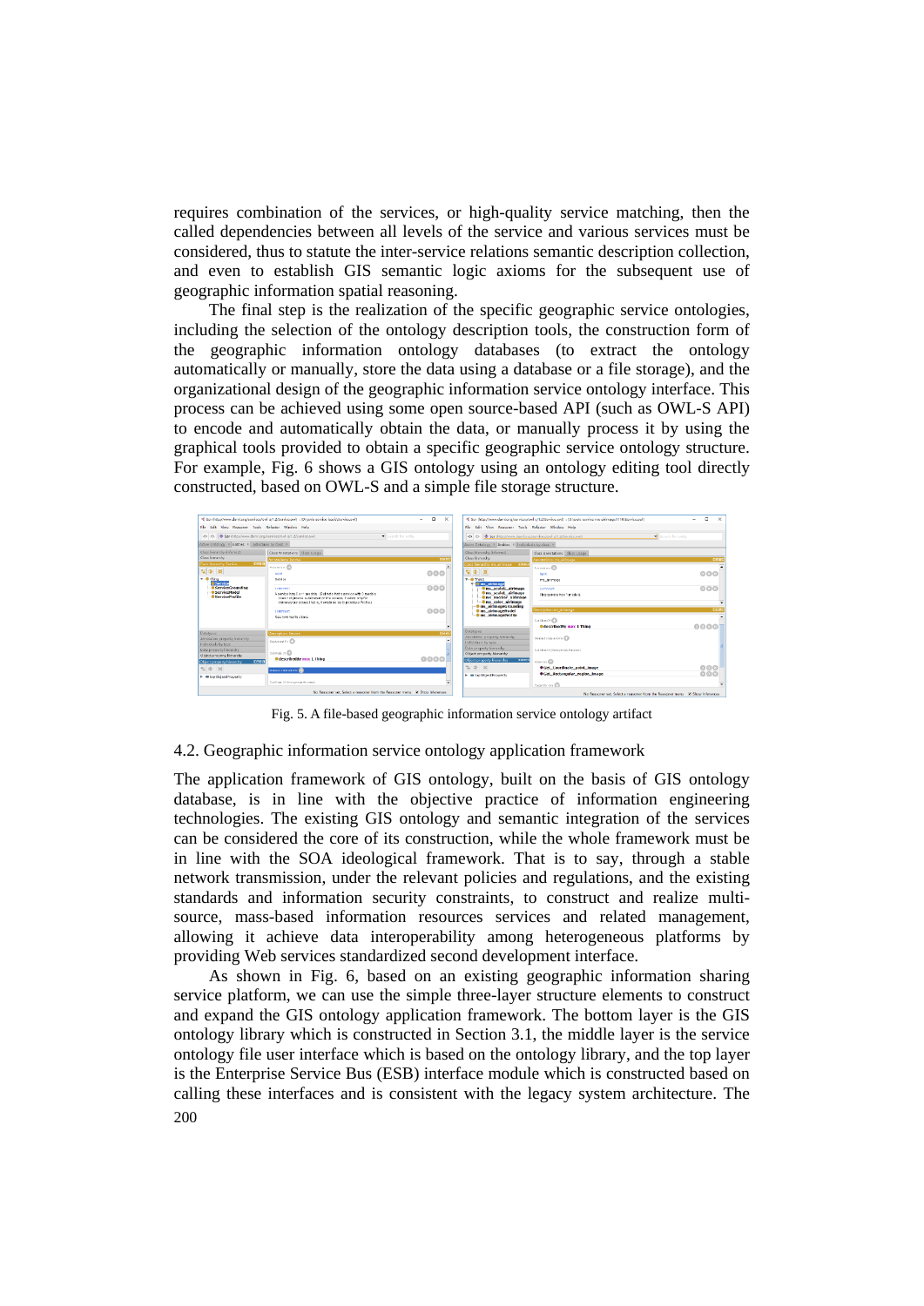requires combination of the services, or high-quality service matching, then the called dependencies between all levels of the service and various services must be considered, thus to statute the inter-service relations semantic description collection, and even to establish GIS semantic logic axioms for the subsequent use of geographic information spatial reasoning.

The final step is the realization of the specific geographic service ontologies, including the selection of the ontology description tools, the construction form of the geographic information ontology databases (to extract the ontology automatically or manually, store the data using a database or a file storage), and the organizational design of the geographic information service ontology interface. This process can be achieved using some open source-based API (such as OWL-S API) to encode and automatically obtain the data, or manually process it by using the graphical tools provided to obtain a specific geographic service ontology structure. For example, Fig. 6 shows a GIS ontology using an ontology editing tool directly constructed, based on OWL-S and a simple file storage structure.

Fig. 5. A file-based geographic information service ontology artifact

## 4.2. Geographic information service ontology application framework

The application framework of GIS ontology, built on the basis of GIS ontology database, is in line with the objective practice of information engineering technologies. The existing GIS ontology and semantic integration of the services can be considered the core of its construction, while the whole framework must be in line with the SOA ideological framework. That is to say, through a stable network transmission, under the relevant policies and regulations, and the existing standards and information security constraints, to construct and realize multi-source, mass-based information resources services and related management, allowing it achieve data interoperability among heterogeneous platforms by providing Web services standardized second development interface.

As shown in Fig. 6, based on an existing geographic information sharing service platform, we can use the simple three-layer structure elements to construct and expand the GIS ontology application framework. The bottom layer is the GIS ontology library which is constructed in Section 3.1, the middle layer is the service ontology file user interface which is based on the ontology library, and the top layer is the Enterprise Service Bus (ESB) interface module which is constructed based on calling these interfaces and is consistent with the legacy system architecture. The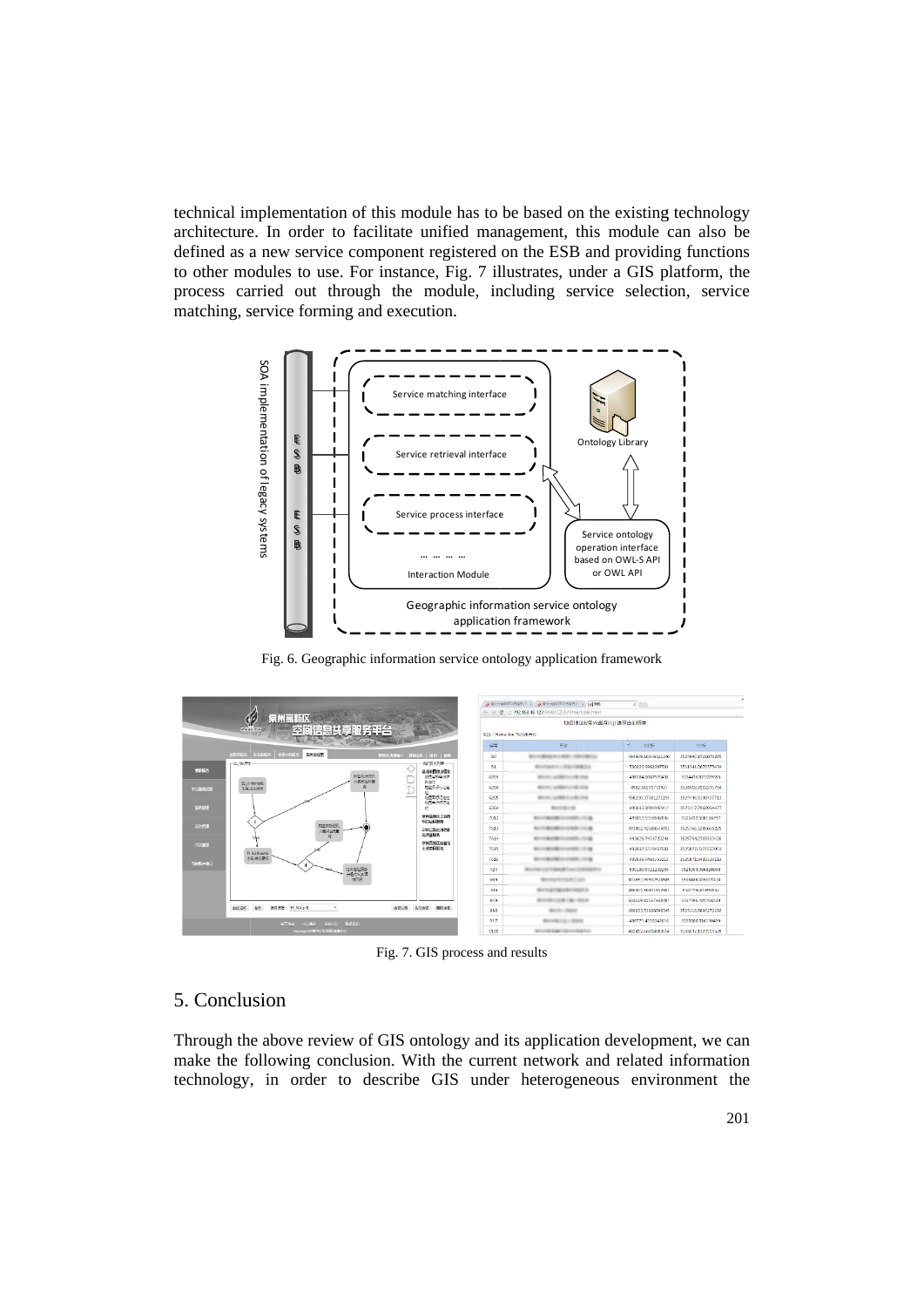technical implementation of this module has to be based on the existing technology architecture. In order to facilitate unified management, this module can also be defined as a new service component registered on the ESB and providing functions to other modules to use. For instance, Fig. 7 illustrates, under a GIS platform, the process carried out through the module, including service selection, service matching, service forming and execution.

Fig. 6. Geographic information service ontology application framework

Fig. 7. GIS process and results

## 5. Conclusion

Through the above review of GIS ontology and its application development, we can make the following conclusion. With the current network and related information technology, in order to describe GIS under heterogeneous environment the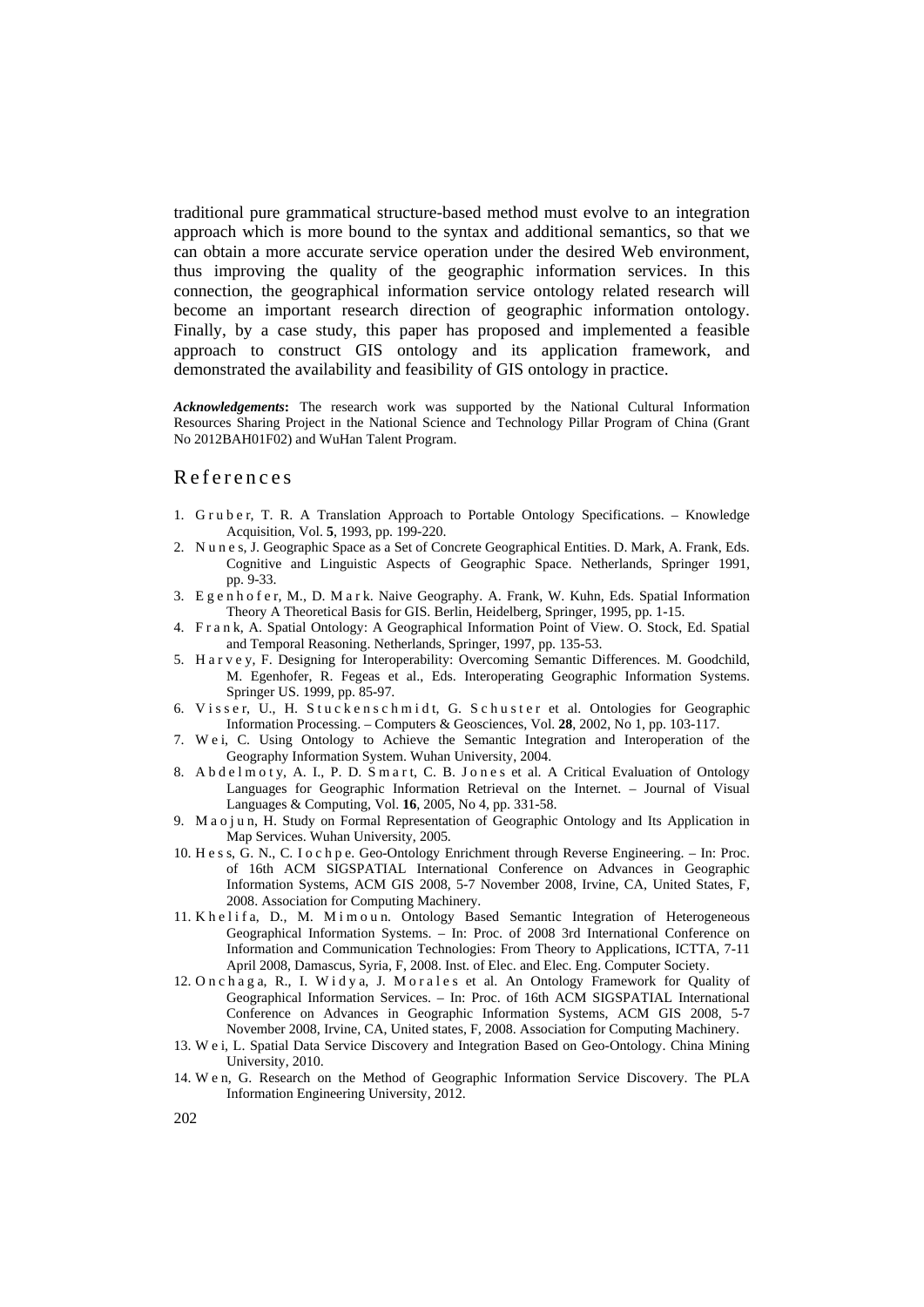traditional pure grammatical structure-based method must evolve to an integration approach which is more bound to the syntax and additional semantics, so that we can obtain a more accurate service operation under the desired Web environment, thus improving the quality of the geographic information services. In this connection, the geographical information service ontology related research will become an important research direction of geographic information ontology. Finally, by a case study, this paper has proposed and implemented a feasible approach to construct GIS ontology and its application framework, and demonstrated the availability and feasibility of GIS ontology in practice.

***Acknowledgements*:** The research work was supported by the National Cultural Information Resources Sharing Project in the National Science and Technology Pillar Program of China (Grant No 2012BAH01F02) and WuHan Talent Program.

## References

1. Gruber, T. R. A Translation Approach to Portable Ontology Specifications. – Knowledge Acquisition, Vol. **5**, 1993, pp. 199-220.
2. Nunes, J. Geographic Space as a Set of Concrete Geographical Entities. D. Mark, A. Frank, Eds. Cognitive and Linguistic Aspects of Geographic Space. Netherlands, Springer 1991, pp. 9-33.
3. Egenhofer, M., D. Mark. Naive Geography. A. Frank, W. Kuhn, Eds. Spatial Information Theory A Theoretical Basis for GIS. Berlin, Heidelberg, Springer, 1995, pp. 1-15.
4. Frank, A. Spatial Ontology: A Geographical Information Point of View. O. Stock, Ed. Spatial and Temporal Reasoning. Netherlands, Springer, 1997, pp. 135-53.
5. Harvey, F. Designing for Interoperability: Overcoming Semantic Differences. M. Goodchild, M. Egenhofer, R. Fegeas et al., Eds. Interoperating Geographic Information Systems. Springer US. 1999, pp. 85-97.
6. Visser, U., H. Stuckenschmidt, G. Schuster et al. Ontologies for Geographic Information Processing. – Computers & Geosciences, Vol. **28**, 2002, No 1, pp. 103-117.
7. Wei, C. Using Ontology to Achieve the Semantic Integration and Interoperation of the Geography Information System. Wuhan University, 2004.
8. Abdelmoty, A. I., P. D. Smart, C. B. Jones et al. A Critical Evaluation of Ontology Languages for Geographic Information Retrieval on the Internet. – Journal of Visual Languages & Computing, Vol. **16**, 2005, No 4, pp. 331-58.
9. Maojun, H. Study on Formal Representation of Geographic Ontology and Its Application in Map Services. Wuhan University, 2005.
10. Hess, G. N., C. Iochpe. Geo-Ontology Enrichment through Reverse Engineering. – In: Proc. of 16th ACM SIGSPATIAL International Conference on Advances in Geographic Information Systems, ACM GIS 2008, 5-7 November 2008, Irvine, CA, United States, F, 2008. Association for Computing Machinery.
11. Khelifa, D., M. Mimoun. Ontology Based Semantic Integration of Heterogeneous Geographical Information Systems. – In: Proc. of 2008 3rd International Conference on Information and Communication Technologies: From Theory to Applications, ICTTA, 7-11 April 2008, Damascus, Syria, F, 2008. Inst. of Elec. and Elec. Eng. Computer Society.
12. Onchaga, R., I. Widya, J. Morales et al. An Ontology Framework for Quality of Geographical Information Services. – In: Proc. of 16th ACM SIGSPATIAL International Conference on Advances in Geographic Information Systems, ACM GIS 2008, 5-7 November 2008, Irvine, CA, United states, F, 2008. Association for Computing Machinery.
13. Wei, L. Spatial Data Service Discovery and Integration Based on Geo-Ontology. China Mining University, 2010.
14. Wen, G. Research on the Method of Geographic Information Service Discovery. The PLA Information Engineering University, 2012.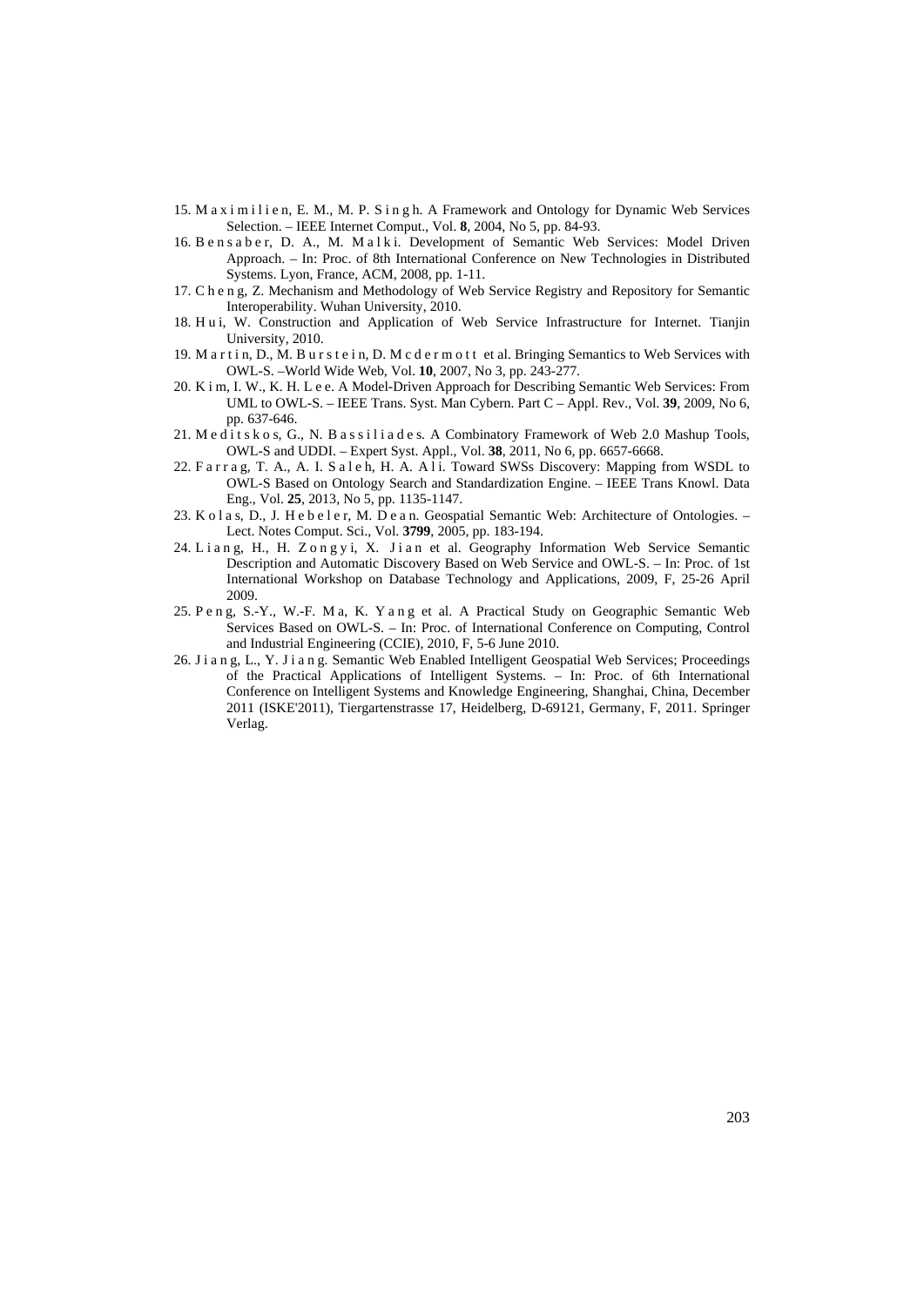15. M a x i m i l i e n, E. M., M. P. S i n g h. A Framework and Ontology for Dynamic Web Services Selection. – IEEE Internet Comput., Vol. **8**, 2004, No 5, pp. 84-93.
16. B e n s a b e r, D. A., M. M a l k i. Development of Semantic Web Services: Model Driven Approach. – In: Proc. of 8th International Conference on New Technologies in Distributed Systems. Lyon, France, ACM, 2008, pp. 1-11.
17. C h e n g, Z. Mechanism and Methodology of Web Service Registry and Repository for Semantic Interoperability. Wuhan University, 2010.
18. H u i, W. Construction and Application of Web Service Infrastructure for Internet. Tianjin University, 2010.
19. M a r t i n, D., M. B u r s t e i n, D. M c d e r m o t t et al. Bringing Semantics to Web Services with OWL-S. –World Wide Web, Vol. **10**, 2007, No 3, pp. 243-277.
20. K i m, I. W., K. H. L e e. A Model-Driven Approach for Describing Semantic Web Services: From UML to OWL-S. – IEEE Trans. Syst. Man Cybern. Part C – Appl. Rev., Vol. **39**, 2009, No 6, pp. 637-646.
21. M e d i t s k o s, G., N. B a s s i l i a d e s. A Combinatory Framework of Web 2.0 Mashup Tools, OWL-S and UDDI. – Expert Syst. Appl., Vol. **38**, 2011, No 6, pp. 6657-6668.
22. F a r r a g, T. A., A. I. S a l e h, H. A. A l i. Toward SWSs Discovery: Mapping from WSDL to OWL-S Based on Ontology Search and Standardization Engine. – IEEE Trans Knowl. Data Eng., Vol. **25**, 2013, No 5, pp. 1135-1147.
23. K o l a s, D., J. H e b e l e r, M. D e a n. Geospatial Semantic Web: Architecture of Ontologies. – Lect. Notes Comput. Sci., Vol. **3799**, 2005, pp. 183-194.
24. L i a n g, H., H. Z o n g y i, X. J i a n et al. Geography Information Web Service Semantic Description and Automatic Discovery Based on Web Service and OWL-S. – In: Proc. of 1st International Workshop on Database Technology and Applications, 2009, F, 25-26 April 2009.
25. P e n g, S.-Y., W.-F. M a, K. Y a n g et al. A Practical Study on Geographic Semantic Web Services Based on OWL-S. – In: Proc. of International Conference on Computing, Control and Industrial Engineering (CCIE), 2010, F, 5-6 June 2010.
26. J i a n g, L., Y. J i a n g. Semantic Web Enabled Intelligent Geospatial Web Services; Proceedings of the Practical Applications of Intelligent Systems. – In: Proc. of 6th International Conference on Intelligent Systems and Knowledge Engineering, Shanghai, China, December 2011 (ISKE'2011), Tiergartenstrasse 17, Heidelberg, D-69121, Germany, F, 2011. Springer Verlag.